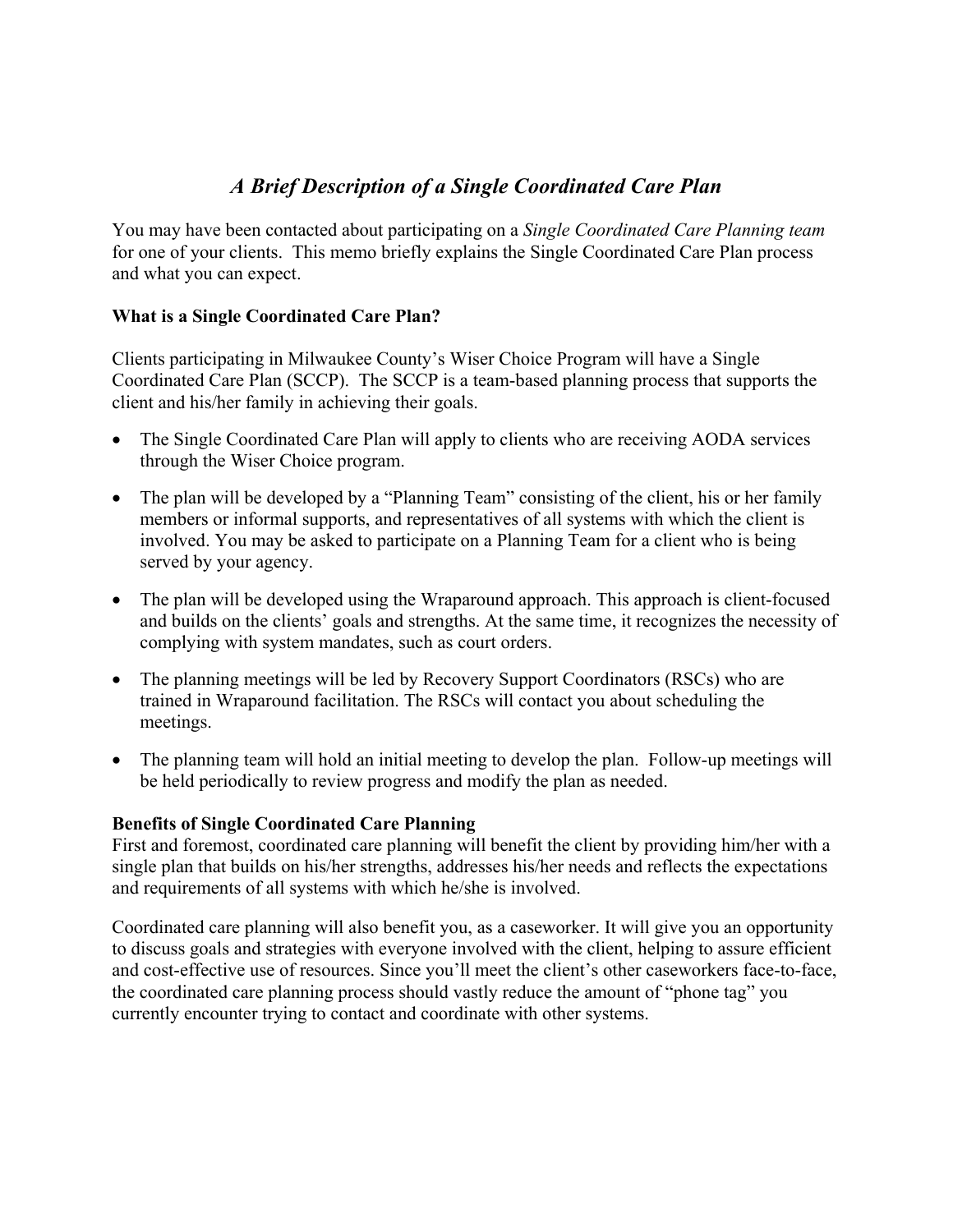# *A Brief Description of a Single Coordinated Care Plan*

You may have been contacted about participating on a *Single Coordinated Care Planning team* for one of your clients. This memo briefly explains the Single Coordinated Care Plan process and what you can expect.

### What is a Single Coordinated Care Plan?

Clients participating in Milwaukee County's Wiser Choice Program will have a Single Coordinated Care Plan (SCCP). The SCCP is a team-based planning process that supports the client and his/her family in achieving their goals.

- The Single Coordinated Care Plan will apply to clients who are receiving AODA services through the Wiser Choice program.
- The plan will be developed by a "Planning Team" consisting of the client, his or her family members or informal supports, and representatives of all systems with which the client is involved. You may be asked to participate on a Planning Team for a client who is being served by your agency.
- The plan will be developed using the Wraparound approach. This approach is client-focused and builds on the clients' goals and strengths. At the same time, it recognizes the necessity of complying with system mandates, such as court orders.
- The planning meetings will be led by Recovery Support Coordinators (RSCs) who are trained in Wraparound facilitation. The RSCs will contact you about scheduling the meetings.
- The planning team will hold an initial meeting to develop the plan. Follow-up meetings will be held periodically to review progress and modify the plan as needed.

### Benefits of Single Coordinated Care Planning

First and foremost, coordinated care planning will benefit the client by providing him/her with a single plan that builds on his/her strengths, addresses his/her needs and reflects the expectations and requirements of all systems with which he/she is involved.

Coordinated care planning will also benefit you, as a caseworker. It will give you an opportunity to discuss goals and strategies with everyone involved with the client, helping to assure efficient and cost-effective use of resources. Since you'll meet the client's other caseworkers face-to-face, the coordinated care planning process should vastly reduce the amount of "phone tag" you currently encounter trying to contact and coordinate with other systems.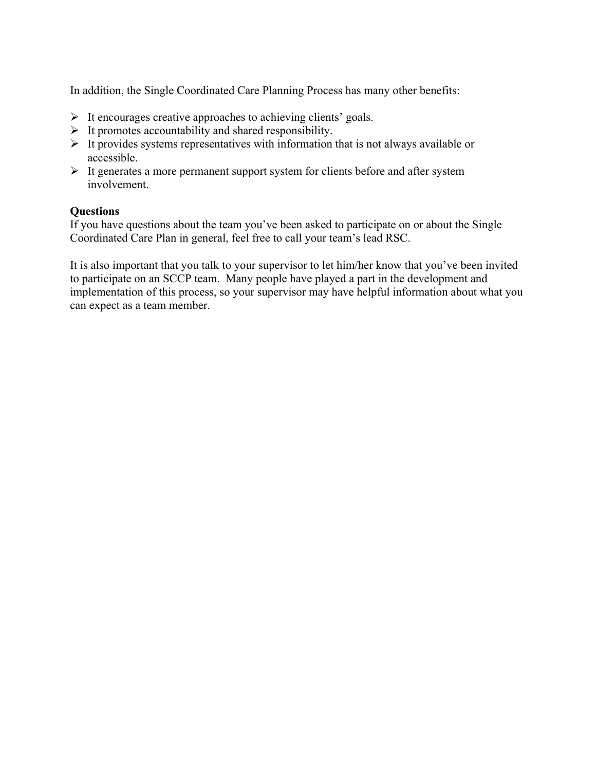In addition, the Single Coordinated Care Planning Process has many other benefits:

- It encourages creative approaches to achieving clients' goals.
- It promotes accountability and shared responsibility.
- It provides systems representatives with information that is not always available or accessible.
- It generates a more permanent support system for clients before and after system involvement.

**Questions**

If you have questions about the team you've been asked to participate on or about the Single Coordinated Care Plan in general, feel free to call your team's lead RSC.

It is also important that you talk to your supervisor to let him/her know that you've been invited to participate on an SCCP team. Many people have played a part in the development and implementation of this process, so your supervisor may have helpful information about what you can expect as a team member.